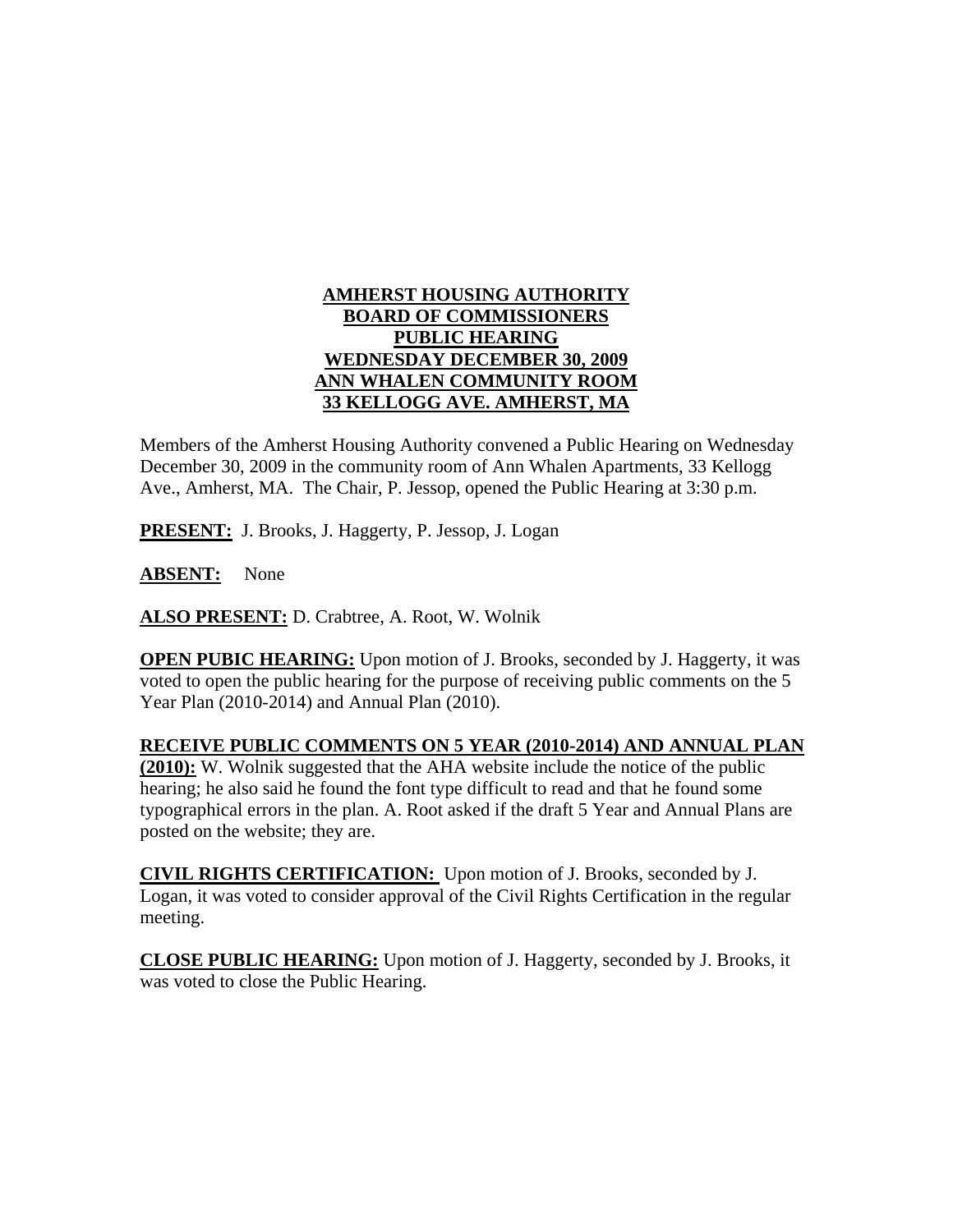# AMHERST HOUSING AUTHORITY
# BOARD OF COMMISSIONERS
# PUBLIC HEARING
# WEDNESDAY DECEMBER 30, 2009
# ANN WHALEN COMMUNITY ROOM
# 33 KELLOGG AVE. AMHERST, MA

Members of the Amherst Housing Authority convened a Public Hearing on Wednesday December 30, 2009 in the community room of Ann Whalen Apartments, 33 Kellogg Ave., Amherst, MA. The Chair, P. Jessop, opened the Public Hearing at 3:30 p.m.

**PRESENT:** J. Brooks, J. Haggerty, P. Jessop, J. Logan

**ABSENT:** None

**ALSO PRESENT:** D. Crabtree, A. Root, W. Wolnik

**OPEN PUBIC HEARING:** Upon motion of J. Brooks, seconded by J. Haggerty, it was voted to open the public hearing for the purpose of receiving public comments on the 5 Year Plan (2010-2014) and Annual Plan (2010).

**RECEIVE PUBLIC COMMENTS ON 5 YEAR (2010-2014) AND ANNUAL PLAN (2010):** W. Wolnik suggested that the AHA website include the notice of the public hearing; he also said he found the font type difficult to read and that he found some typographical errors in the plan. A. Root asked if the draft 5 Year and Annual Plans are posted on the website; they are.

**CIVIL RIGHTS CERTIFICATION:** Upon motion of J. Brooks, seconded by J. Logan, it was voted to consider approval of the Civil Rights Certification in the regular meeting.

**CLOSE PUBLIC HEARING:** Upon motion of J. Haggerty, seconded by J. Brooks, it was voted to close the Public Hearing.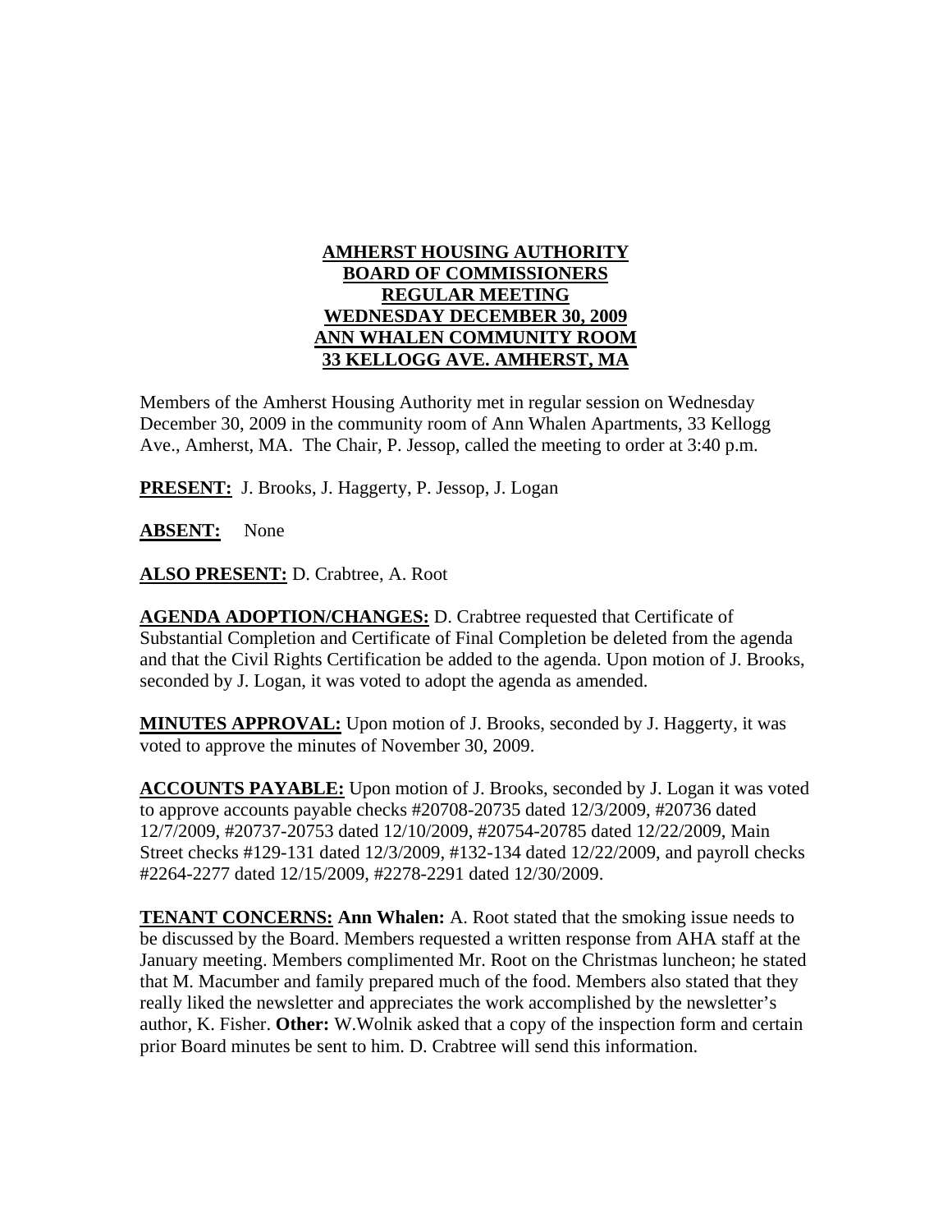**AMHERST HOUSING AUTHORITY**
**BOARD OF COMMISSIONERS**
**REGULAR MEETING**
**WEDNESDAY DECEMBER 30, 2009**
**ANN WHALEN COMMUNITY ROOM**
**33 KELLOGG AVE. AMHERST, MA**

Members of the Amherst Housing Authority met in regular session on Wednesday December 30, 2009 in the community room of Ann Whalen Apartments, 33 Kellogg Ave., Amherst, MA. The Chair, P. Jessop, called the meeting to order at 3:40 p.m.

**PRESENT:** J. Brooks, J. Haggerty, P. Jessop, J. Logan

**ABSENT:** None

**ALSO PRESENT:** D. Crabtree, A. Root

**AGENDA ADOPTION/CHANGES:** D. Crabtree requested that Certificate of Substantial Completion and Certificate of Final Completion be deleted from the agenda and that the Civil Rights Certification be added to the agenda. Upon motion of J. Brooks, seconded by J. Logan, it was voted to adopt the agenda as amended.

**MINUTES APPROVAL:** Upon motion of J. Brooks, seconded by J. Haggerty, it was voted to approve the minutes of November 30, 2009.

**ACCOUNTS PAYABLE:** Upon motion of J. Brooks, seconded by J. Logan it was voted to approve accounts payable checks #20708-20735 dated 12/3/2009, #20736 dated 12/7/2009, #20737-20753 dated 12/10/2009, #20754-20785 dated 12/22/2009, Main Street checks #129-131 dated 12/3/2009, #132-134 dated 12/22/2009, and payroll checks #2264-2277 dated 12/15/2009, #2278-2291 dated 12/30/2009.

**TENANT CONCERNS: Ann Whalen:** A. Root stated that the smoking issue needs to be discussed by the Board. Members requested a written response from AHA staff at the January meeting. Members complimented Mr. Root on the Christmas luncheon; he stated that M. Macumber and family prepared much of the food. Members also stated that they really liked the newsletter and appreciates the work accomplished by the newsletter's author, K. Fisher. **Other:** W.Wolnik asked that a copy of the inspection form and certain prior Board minutes be sent to him. D. Crabtree will send this information.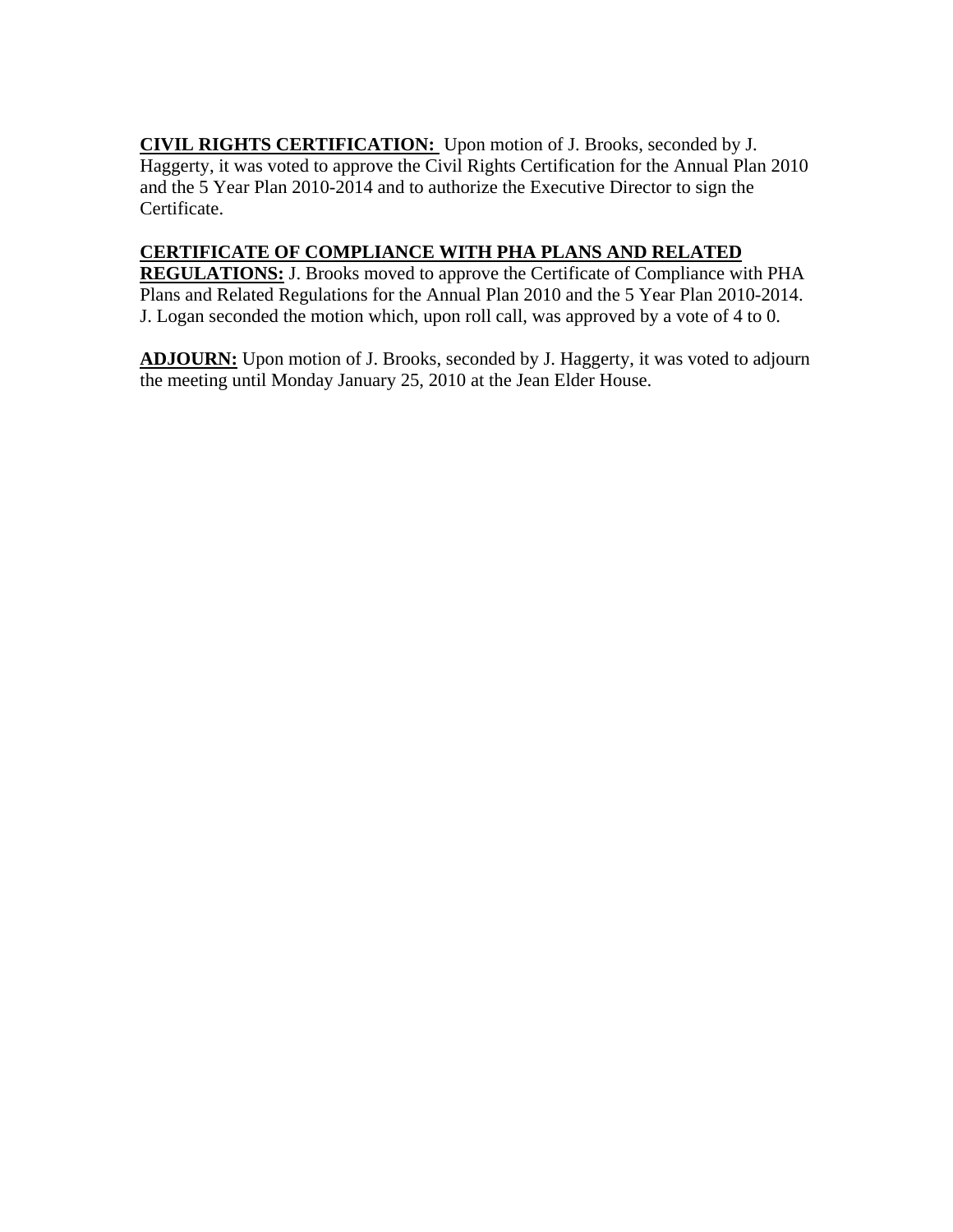**CIVIL RIGHTS CERTIFICATION:** Upon motion of J. Brooks, seconded by J. Haggerty, it was voted to approve the Civil Rights Certification for the Annual Plan 2010 and the 5 Year Plan 2010-2014 and to authorize the Executive Director to sign the Certificate.

**CERTIFICATE OF COMPLIANCE WITH PHA PLANS AND RELATED REGULATIONS:** J. Brooks moved to approve the Certificate of Compliance with PHA Plans and Related Regulations for the Annual Plan 2010 and the 5 Year Plan 2010-2014. J. Logan seconded the motion which, upon roll call, was approved by a vote of 4 to 0.

**ADJOURN:** Upon motion of J. Brooks, seconded by J. Haggerty, it was voted to adjourn the meeting until Monday January 25, 2010 at the Jean Elder House.